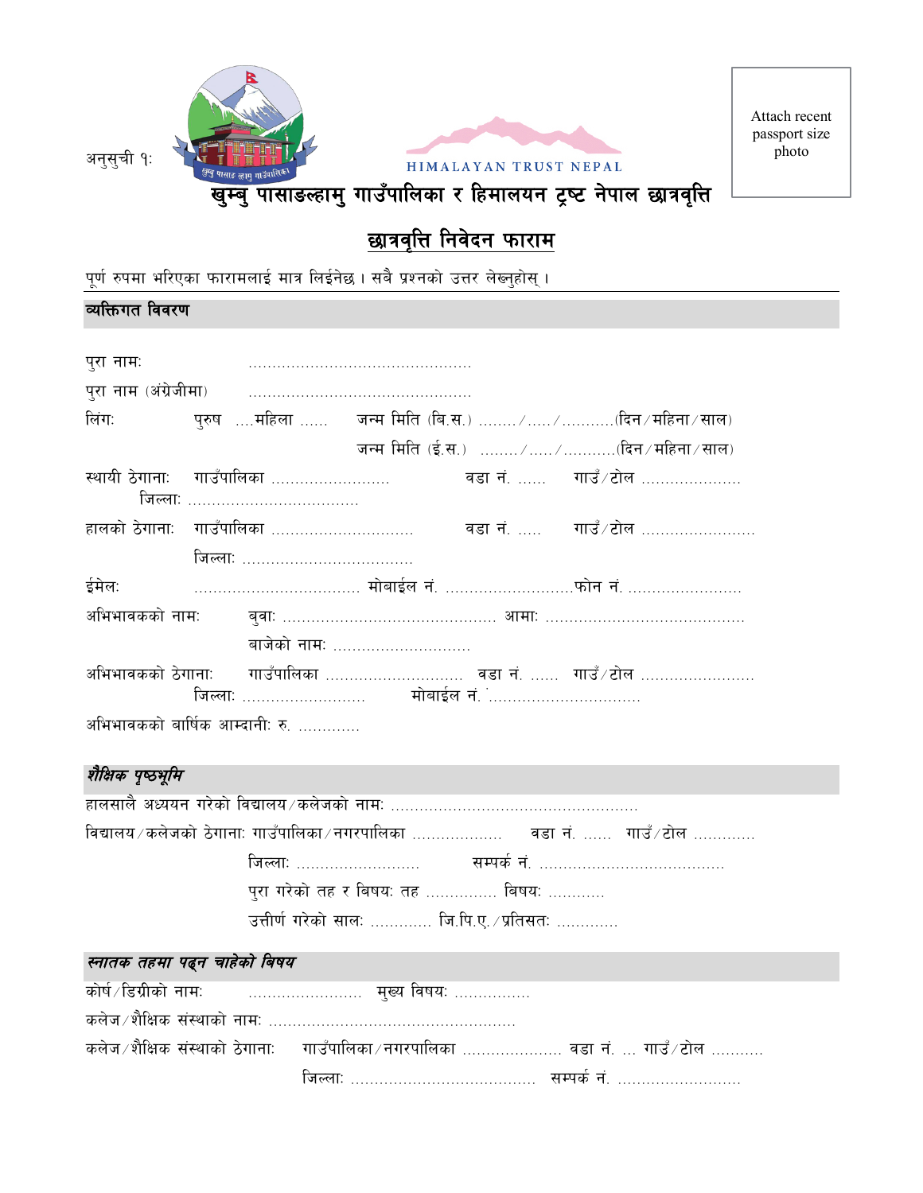अनुसूची १:

HIMALAYAN TRUST NEPAL

Attach recent passport size photo

# खुम्बु पासाङल्हामु गाउँपालिका र हिमालयन ट्रष्ट नेपाल छात्रवृत्ति

## छात्रवृत्ति निवेदन फाराम

पूर्ण रुपमा भरिएका फारामलाई मात्र लिईनेछ । सबै प्रश्नको उत्तर लेख्नुहोस् ।

### व्यक्तिगत विवरण

पुरा नामः ..............................................

पुरा नाम (अंग्रेजीमा) ..............................................

लिंगः पुरुष ....महिला ...... जन्म मिति (बि.स.) ......../...../...........(दिन/महिना/साल)

जन्म मिति (ई.स.) ......../...../...........(दिन/महिना/साल)

स्थायी ठेगानाः गाउँपालिका ......................... वडा नं. ...... गाउँ/टोल .....................
जिल्लाः ....................................

हालको ठेगानाः गाउँपालिका .............................. वडा नं. ..... गाउँ/टोल ........................
जिल्लाः ...................................

ईमेलः .................................. मोबाईल नं. ...........................फोन नं. ........................

अभिभावकको नामः बुवाः ............................................ आमाः .........................................
बाजेको नामः .............................

अभिभावकको ठेगानाः गाउँपालिका ............................ वडा नं. ...... गाउँ/टोल ........................
जिल्लाः .......................... मोबाईल नं. ................................

अभिभावकको बार्षिक आम्दानीः रु. .............

### *शैक्षिक पृष्ठभूमि*

हालसालै अध्ययन गरेको विद्यालय/कलेजको नामः ...................................................

विद्यालय/कलेजको ठेगानाः गाउँपालिका/नगरपालिका .................. वडा नं. ...... गाउँ/टोल ............
जिल्लाः .......................... सम्पर्क नं. .......................................
पुरा गरेको तह र बिषयः तह ............... बिषयः ...........
उत्तीर्ण गरेको सालः ............ जि.पि.ए./प्रतिसतः ............

### *स्नातक तहमा पढ्न चाहेको बिषय*

कोर्ष/डिग्रीको नामः ........................ मुख्य बिषयः ................

कलेज/शैक्षिक संस्थाको नामः ...................................................

कलेज/शैक्षिक संस्थाको ठेगानाः गाउँपालिका/नगरपालिका ..................... वडा नं. ... गाउँ/टोल ...........
जिल्लाः ....................................... सम्पर्क नं. ..........................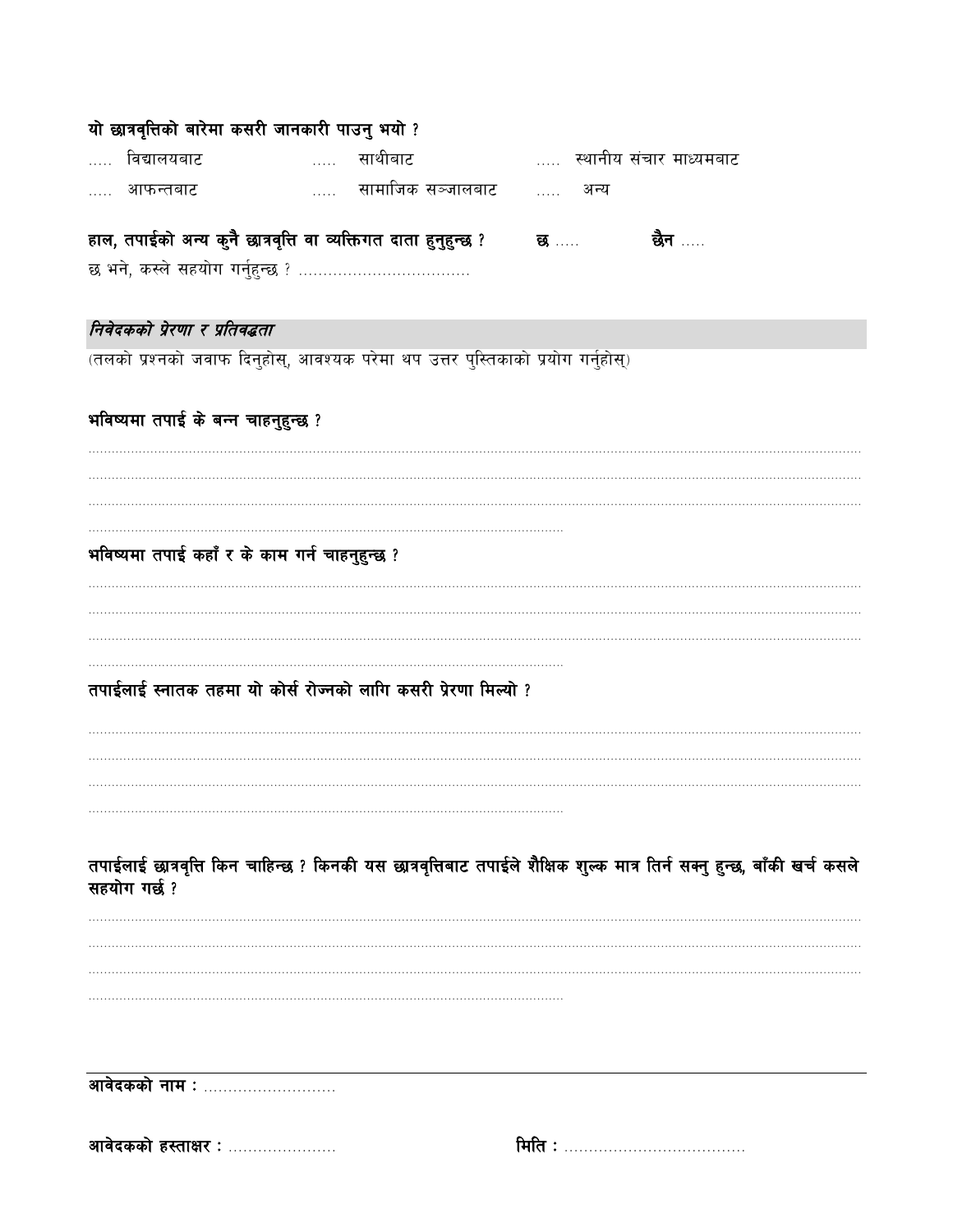**यो छात्रवृत्तिको बारेमा कसरी जानकारी पाउनु भयो ?**

..... विद्यालयबाट ..... साथीबाट ..... स्थानीय संचार माध्यमबाट

..... आफन्तबाट ..... सामाजिक सञ्जालबाट ..... अन्य

**हाल, तपाईको अन्य कुनै छात्रवृत्ति वा व्यक्तिगत दाता हुनुहुन्छ ?** **छ** ..... **छैन** .....

छ भने, कस्ले सहयोग गर्नुहुन्छ ? ..................................

## *निवेदकको प्रेरणा र प्रतिवद्धता*

(तलको प्रश्नको जवाफ दिनुहोस्, आवश्यक परेमा थप उत्तर पुस्तिकाको प्रयोग गर्नुहोस्)

**भविष्यमा तपाई के बन्न चाहनुहुन्छ ?**

..............................................................................................................................................................

..............................................................................................................................................................

..............................................................................................................................................................

..............................................................................................

**भविष्यमा तपाई कहाँ र के काम गर्न चाहनुहुन्छ ?**

..............................................................................................................................................................

..............................................................................................................................................................

..............................................................................................................................................................

..............................................................................................

**तपाईलाई स्नातक तहमा यो कोर्स रोज्नको लागि कसरी प्रेरणा मिल्यो ?**

..............................................................................................................................................................

..............................................................................................................................................................

..............................................................................................................................................................

..............................................................................................

**तपाईलाई छात्रवृत्ति किन चाहिन्छ ? किनकी यस छात्रवृत्तिबाट तपाईले शैक्षिक शुल्क मात्र तिर्न सक्नु हुन्छ, बाँकी खर्च कसले सहयोग गर्छ ?**

..............................................................................................................................................................

..............................................................................................................................................................

..............................................................................................................................................................

..............................................................................................

---

**आवेदकको नाम :** ...........................

**आवेदकको हस्ताक्षर :** ...................... **मिति :** ....................................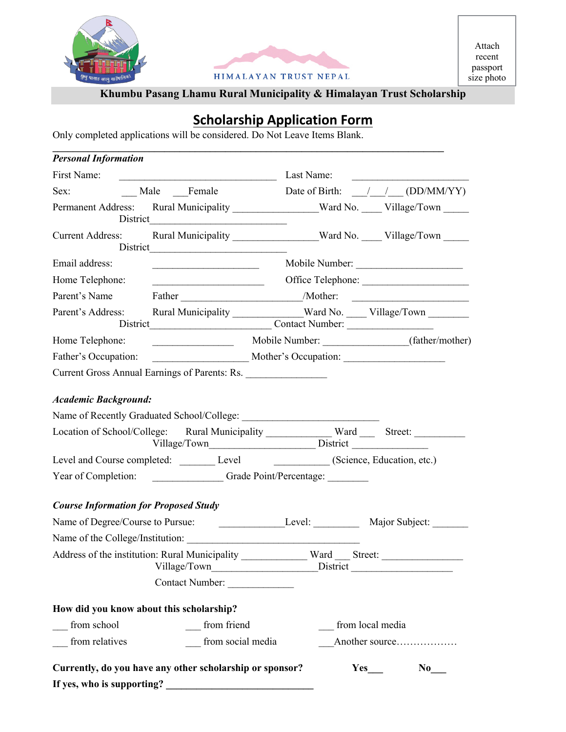HIMALAYAN TRUST NEPAL

Attach recent passport size photo

**Khumbu Pasang Lhamu Rural Municipality & Himalayan Trust Scholarship**

# Scholarship Application Form

Only completed applications will be considered. Do Not Leave Items Blank.

***Personal Information***

First Name: ______________________________ Last Name: ______________________

Sex: ___ Male ___Female Date of Birth: ___/___/___ (DD/MM/YY)

Permanent Address: Rural Municipality ________________Ward No. ____ Village/Town _____ District___________________________

Current Address: Rural Municipality ________________Ward No. ____ Village/Town _____ District___________________________

Email address: ____________________ Mobile Number: ____________________

Home Telephone: _____________________ Office Telephone: ____________________

Parent's Name Father ______________________/Mother: ______________________

Parent's Address: Rural Municipality _____________Ward No. ____ Village/Town ________ District______________________ Contact Number: ________________

Home Telephone: _______________ Mobile Number: ________________(father/mother)

Father's Occupation: __________________ Mother's Occupation: ___________________

Current Gross Annual Earnings of Parents: Rs. _______________

***Academic Background:***

Name of Recently Graduated School/College: __________________________

Location of School/College: Rural Municipality ____________ Ward ___ Street: __________ Village/Town____________________ District _______________

Level and Course completed: _______ Level ___________ (Science, Education, etc.)

Year of Completion: _____________ Grade Point/Percentage: ________

***Course Information for Proposed Study***

Name of Degree/Course to Pursue: ____________Level: _________ Major Subject: _______

Name of the College/Institution: _________________________________

Address of the institution: Rural Municipality ____________ Ward ___ Street: _______________ Village/Town___________________District ___________________

Contact Number: _____________

**How did you know about this scholarship?**

___ from school ___ from friend ___ from local media

___ from relatives ___ from social media ___Another source………………

**Currently, do you have any other scholarship or sponsor? Yes___ No___**

**If yes, who is supporting? ____________________________**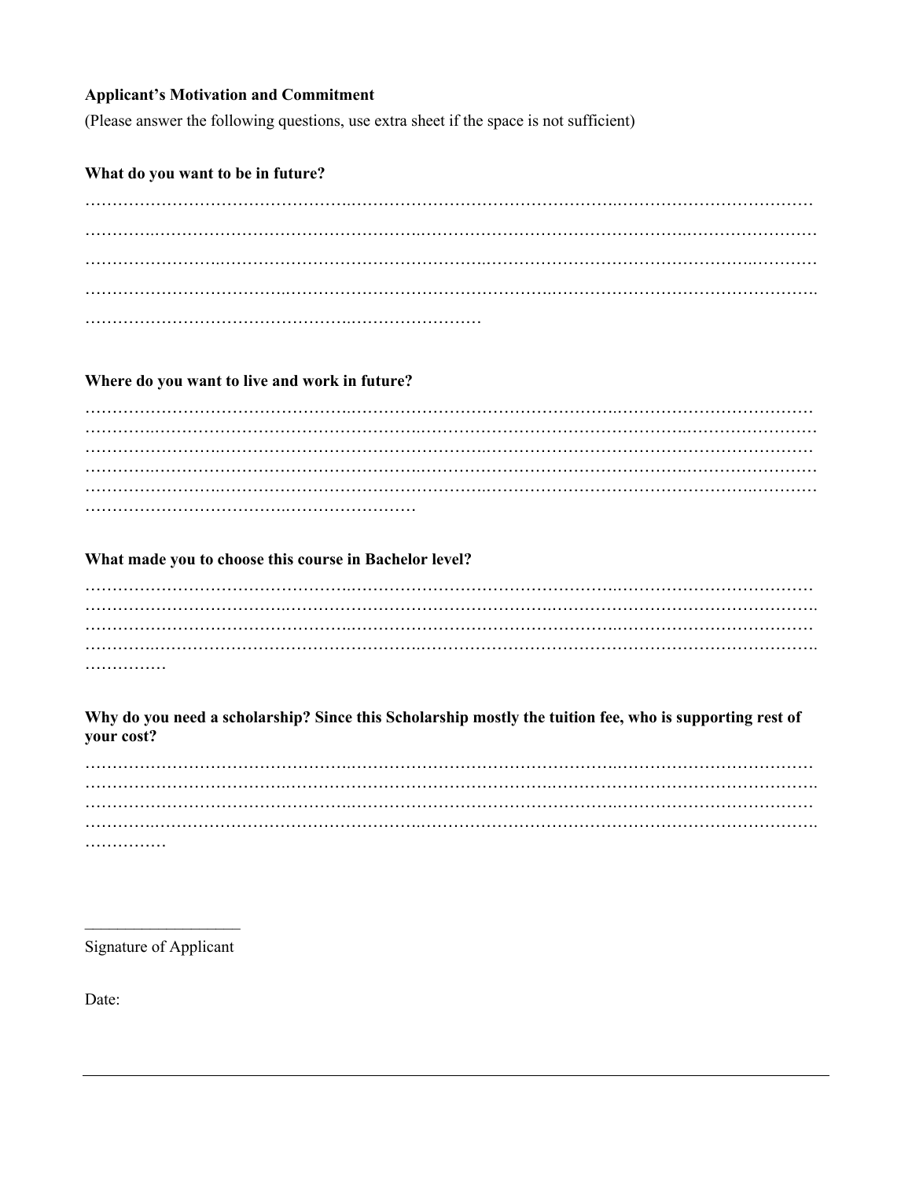**Applicant's Motivation and Commitment**

(Please answer the following questions, use extra sheet if the space is not sufficient)

**What do you want to be in future?**

…………………………………………………………………………………………………………………………
…………………………………………………………………………………………………………………………
…………………………………………………………………………………………………………………………
…………………………………………………………………………………………………………………………
……………………………………………………………………

**Where do you want to live and work in future?**

…………………………………………………………………………………………………………………………
…………………………………………………………………………………………………………………………
…………………………………………………………………………………………………………………………
…………………………………………………………………………………………………………………………
…………………………………………………………………………………………………………………………
…………………………………………………………

**What made you to choose this course in Bachelor level?**

…………………………………………………………………………………………………………………………
…………………………………………………………………………………………………………………………
…………………………………………………………………………………………………………………………
…………………………………………………………………………………………………………………………
……………

**Why do you need a scholarship? Since this Scholarship mostly the tuition fee, who is supporting rest of your cost?**

…………………………………………………………………………………………………………………………
…………………………………………………………………………………………………………………………
…………………………………………………………………………………………………………………………
…………………………………………………………………………………………………………………………
……………

___________________
Signature of Applicant

Date: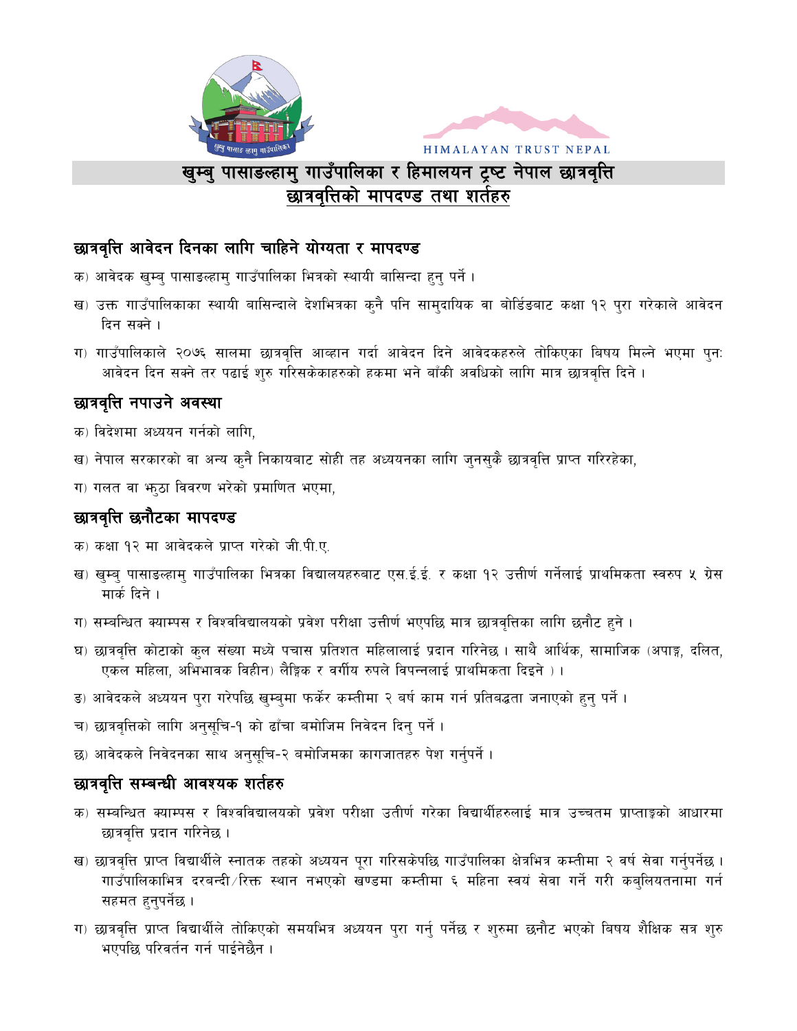HIMALAYAN TRUST NEPAL

# खुम्बु पासाङल्हामु गाउँपालिका र हिमालयन ट्रष्ट नेपाल छात्रवृत्ति

## छात्रवृत्तिको मापदण्ड तथा शर्तहरु

### छात्रवृत्ति आवेदन दिनका लागि चाहिने योग्यता र मापदण्ड

क) आवेदक खुम्बु पासाङल्हामु गाउँपालिका भित्रको स्थायी बासिन्दा हुनु पर्ने ।

ख) उक्त गाउँपालिकाका स्थायी बासिन्दाले देशभित्रका कुनै पनि सामुदायिक वा बोर्डिङबाट कक्षा १२ पुरा गरेकाले आवेदन दिन सक्ने ।

ग) गाउँपालिकाले २०७६ सालमा छात्रवृत्ति आव्हान गर्दा आवेदन दिने आवेदकहरुले तोकिएका बिषय मिल्ने भएमा पुनः आवेदन दिन सक्ने तर पढाई शुरु गरिसकेकाहरुको हकमा भने बाँकी अवधिको लागि मात्र छात्रवृत्ति दिने ।

### छात्रवृत्ति नपाउने अवस्था

क) विदेशमा अध्ययन गर्नको लागि,

ख) नेपाल सरकारको वा अन्य कुनै निकायबाट सोही तह अध्ययनका लागि जुनसुकै छात्रवृत्ति प्राप्त गरिरहेका,

ग) गलत वा झुठा विवरण भरेको प्रमाणित भएमा,

### छात्रवृत्ति छनौटका मापदण्ड

क) कक्षा १२ मा आवेदकले प्राप्त गरेको जी.पी.ए.

ख) खुम्बु पासाङल्हामु गाउँपालिका भित्रका विद्यालयहरुबाट एस.ई.ई. र कक्षा १२ उत्तीर्ण गर्नेलाई प्राथमिकता स्वरुप ५ ग्रेस मार्क दिने ।

ग) सम्बन्धित क्याम्पस र विश्वविद्यालयको प्रवेश परीक्षा उत्तीर्ण भएपछि मात्र छात्रवृत्तिका लागि छनौट हुने ।

घ) छात्रवृत्ति कोटाको कुल संख्या मध्ये पचास प्रतिशत महिलालाई प्रदान गरिनेछ । साथै आर्थिक, सामाजिक (अपाङ्ग, दलित, एकल महिला, अभिभावक विहीन) लैङ्गिक र वर्गीय रुपले विपन्नलाई प्राथमिकता दिइने ) ।

ङ) आवेदकले अध्ययन पुरा गरेपछि खुम्बुमा फर्केर कम्तीमा २ बर्ष काम गर्न प्रतिबद्धता जनाएको हुनु पर्ने ।

च) छात्रवृत्तिको लागि अनुसूचि-१ को ढाँचा बमोजिम निवेदन दिनु पर्ने ।

छ) आवेदकले निवेदनका साथ अनुसूचि-२ बमोजिमका कागजातहरु पेश गर्नुपर्ने ।

### छात्रवृत्ति सम्बन्धी आवश्यक शर्तहरु

क) सम्बन्धित क्याम्पस र विश्वविद्यालयको प्रवेश परीक्षा उतीर्ण गरेका विद्यार्थीहरुलाई मात्र उच्चतम प्राप्ताङ्कको आधारमा छात्रवृत्ति प्रदान गरिनेछ ।

ख) छात्रवृत्ति प्राप्त विद्यार्थीले स्नातक तहको अध्ययन पूरा गरिसकेपछि गाउँपालिका क्षेत्रभित्र कम्तीमा २ वर्ष सेवा गर्नुपर्नेछ । गाउँपालिकाभित्र दरबन्दी/रिक्त स्थान नभएको खण्डमा कम्तीमा ६ महिना स्वयं सेवा गर्ने गरी कबुलियतनामा गर्न सहमत हुनुपर्नेछ ।

ग) छात्रवृत्ति प्राप्त विद्यार्थीले तोकिएको समयभित्र अध्ययन पुरा गर्नु पर्नेछ र शुरुमा छनौट भएको बिषय शैक्षिक सत्र शुरु भएपछि परिवर्तन गर्न पाईनेछैन ।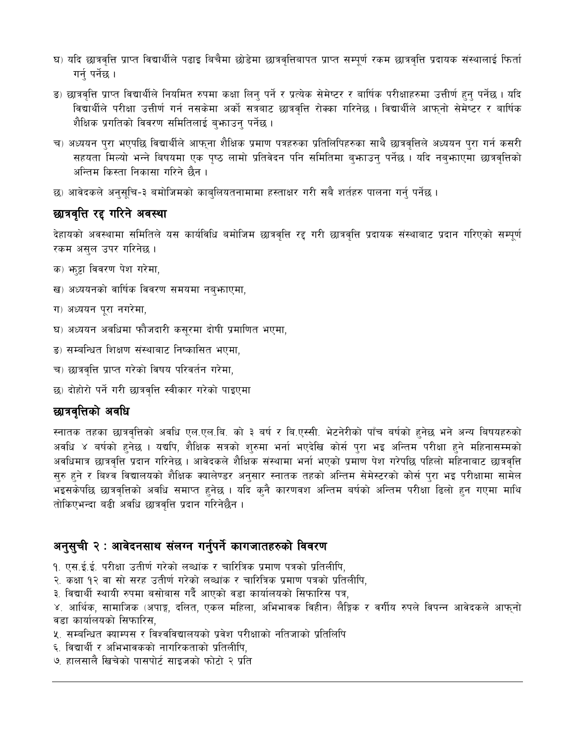घ) यदि छात्रवृत्ति प्राप्त विद्यार्थीले पढाइ बिचैमा छोडेमा छात्रवृत्तिबापत प्राप्त सम्पूर्ण रकम छात्रवृत्ति प्रदायक संस्थालाई फिर्ता गर्नु पर्नेछ ।

ङ) छात्रवृत्ति प्राप्त विद्यार्थीले नियमित रुपमा कक्षा लिनु पर्ने र प्रत्येक सेमेष्टर र बार्षिक परीक्षाहरुमा उत्तीर्ण हुनु पर्नेछ । यदि विद्यार्थीले परीक्षा उत्तीर्ण गर्न नसकेमा अर्को सत्रबाट छात्रवृत्ति रोक्का गरिनेछ । विद्यार्थीले आफ्नो सेमेष्टर र बार्षिक शैक्षिक प्रगतिको विवरण समितिलाई बुझाउनु पर्नेछ ।

च) अध्ययन पुरा भएपछि विद्यार्थीले आफ्ना शैक्षिक प्रमाण पत्रहरुका प्रतिलिपिहरुका साथै छात्रवृत्तिले अध्ययन पुरा गर्न कसरी सहयता मिल्यो भन्ने विषयमा एक पृष्ठ लामो प्रतिवेदन पनि समितिमा बुझाउनु पर्नेछ । यदि नबुझाएमा छात्रवृत्तिको अन्तिम किस्ता निकासा गरिने छैन ।

छ) आवेदकले अनुसूचि-३ बमोजिमको काबुलियतनामामा हस्ताक्षर गरी सबै शर्तहरु पालना गर्नु पर्नेछ ।

## छात्रवृत्ति रद्द गरिने अवस्था

देहायको अवस्थामा समितिले यस कार्यविधि बमोजिम छात्रवृत्ति रद्द गरी छात्रवृत्ति प्रदायक संस्थाबाट प्रदान गरिएको सम्पूर्ण रकम असुल उपर गरिनेछ ।

क) झुट्टा विवरण पेश गरेमा,

ख) अध्ययनको वार्षिक विवरण समयमा नबुझाएमा,

ग) अध्ययन पूरा नगरेमा,

घ) अध्ययन अवधिमा फौजदारी कसूरमा दोषी प्रमाणित भएमा,

ङ) सम्बन्धित शिक्षण संस्थाबाट निष्कासित भएमा,

च) छात्रवृत्ति प्राप्त गरेको विषय परिवर्तन गरेमा,

छ) दोहोरो पर्ने गरी छात्रवृत्ति स्वीकार गरेको पाइएमा

## छात्रवृत्तिको अवधि

स्नातक तहका छात्रवृत्तिको अवधि एल.एल.बि. को ३ बर्ष र बि.एस्सी. भेटनेरीको पाँच बर्षको हुनेछ भने अन्य बिषयहरुको अवधि ४ बर्षको हुनेछ । यद्यपि, शैक्षिक सत्रको शुरुमा भर्ना भएदेखि कोर्स पुरा भइ अन्तिम परीक्षा हुने महिनासम्मको अवधिमात्र छात्रवृत्ति प्रदान गरिनेछ । आवेदकले शैक्षिक संस्थामा भर्ना भएको प्रमाण पेश गरेपछि पहिलो महिनाबाट छात्रवृत्ति सुरु हुने र बिश्व विद्यालयको शैक्षिक क्यालेण्डर अनुसार स्नातक तहको अन्तिम सेमेस्टरको कोर्स पुरा भइ परीक्षामा सामेल भइसकेपछि छात्रवृत्तिको अवधि समाप्त हुनेछ । यदि कुनै कारणवश अन्तिम बर्षको अन्तिम परीक्षा ढिलो हुन गएमा माथि तोकिएभन्दा बढी अवधि छात्रवृत्ति प्रदान गरिनेछैन ।

## अनुसुची २ : आवेदनसाथ संलग्न गर्नुपर्ने कागजातहरुको विवरण

१. एस.ई.ई. परीक्षा उतीर्ण गरेको लब्धांक र चारित्रिक प्रमाण पत्रको प्रतिलीपि,
२. कक्षा १२ वा सो सरह उतीर्ण गरेको लब्धांक र चारित्रिक प्रमाण पत्रको प्रतिलीपि,
३. विद्यार्थी स्थायी रुपमा बसोबास गर्दै आएको वडा कार्यालयको सिफारिस पत्र,
४. आर्थिक, सामाजिक (अपाङ्ग, दलित, एकल महिला, अभिभावक विहीन) लैङ्गिक र वर्गीय रुपले विपन्न आवेदकले आफ्नो वडा कार्यालयको सिफारिस,
५. सम्बन्धित क्याम्पस र विश्वविद्यालयको प्रवेश परीक्षाको नतिजाको प्रतिलिपि
६. विद्यार्थी र अभिभावकको नागरिकताको प्रतिलीपि,
७. हालसालै खिचेको पासपोर्ट साइजको फोटो २ प्रति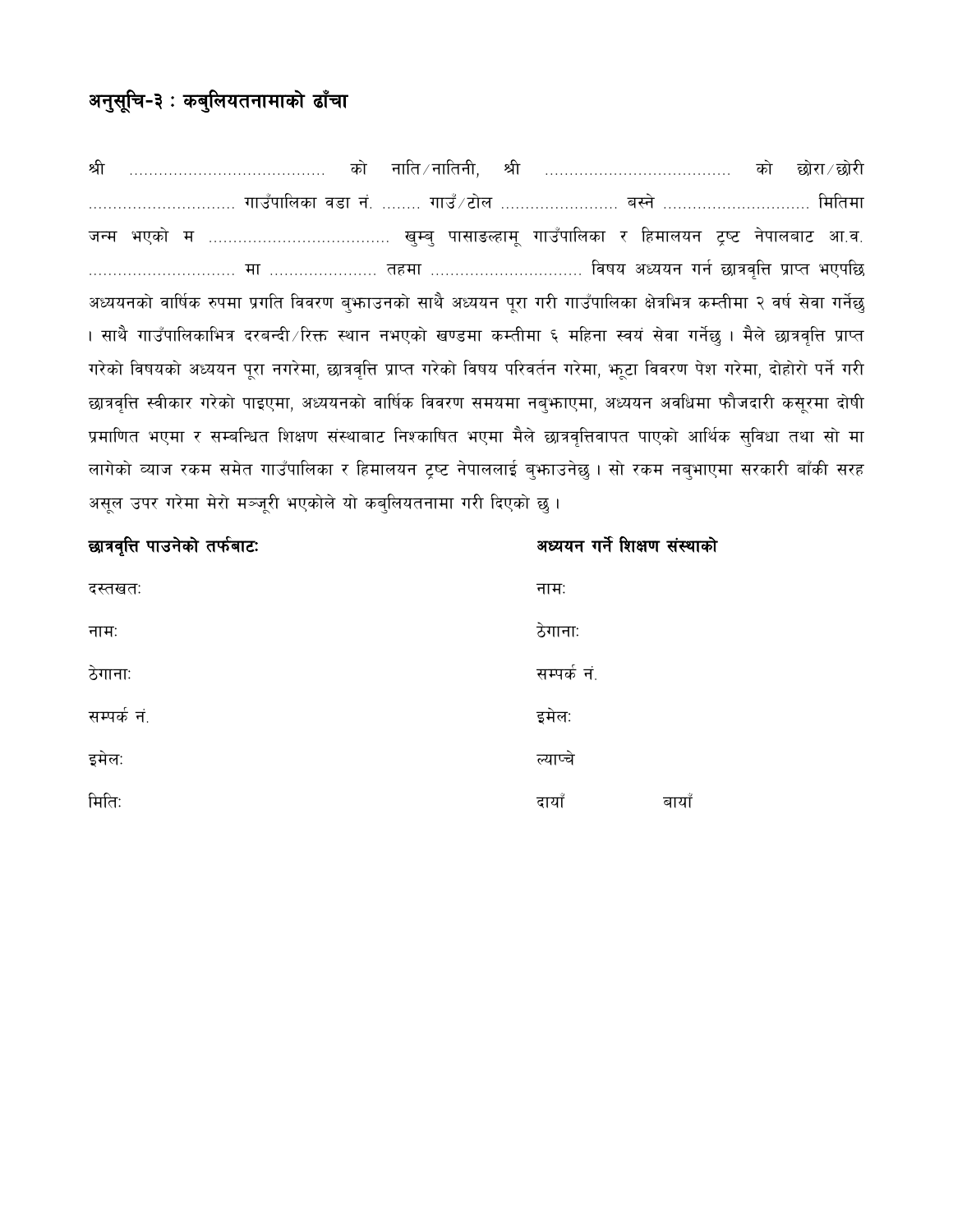## अनुसूचि-३ : कबुलियतनामाको ढाँचा

श्री ...................................... को नाति/नातिनी, श्री .................................... को छोरा/छोरी ............................. गाउँपालिका वडा नं. ........ गाउँ/टोल ...................... बस्ने ............................. मितिमा जन्म भएको म ................................... खुम्बु पासाङल्हामू गाउँपालिका र हिमालयन ट्रष्ट नेपालबाट आ.व. ............................. मा ..................... तहमा .............................. विषय अध्ययन गर्न छात्रवृत्ति प्राप्त भएपछि अध्ययनको वार्षिक रुपमा प्रगति विवरण बुझाउनको साथै अध्ययन पूरा गरी गाउँपालिका क्षेत्रभित्र कम्तीमा २ वर्ष सेवा गर्नेछु । साथै गाउँपालिकाभित्र दरबन्दी/रिक्त स्थान नभएको खण्डमा कम्तीमा ६ महिना स्वयं सेवा गर्नेछु । मैले छात्रवृत्ति प्राप्त गरेको विषयको अध्ययन पूरा नगरेमा, छात्रवृत्ति प्राप्त गरेको विषय परिवर्तन गरेमा, झूटा विवरण पेश गरेमा, दोहोरो पर्ने गरी छात्रवृत्ति स्वीकार गरेको पाइएमा, अध्ययनको वार्षिक विवरण समयमा नबुझाएमा, अध्ययन अवधिमा फौजदारी कसूरमा दोषी प्रमाणित भएमा र सम्बन्धित शिक्षण संस्थाबाट निश्काषित भएमा मैले छात्रवृत्तिवापत पाएको आर्थिक सुविधा तथा सो मा लागेको व्याज रकम समेत गाउँपालिका र हिमालयन ट्रष्ट नेपाललाई बुझाउनेछु । सो रकम नबुझाएमा सरकारी बाँकी सरह असूल उपर गरेमा मेरो मञ्जूरी भएकोले यो कबुलियतनामा गरी दिएको छु ।

**छात्रवृत्ति पाउनेको तर्फबाटः**

दस्तखतः

नामः

ठेगानाः

सम्पर्क नं.

इमेलः

मितिः

**अध्ययन गर्ने शिक्षण संस्थाको**

नामः

ठेगानाः

सम्पर्क नं.

इमेलः

ल्याप्चे

दायाँ बायाँ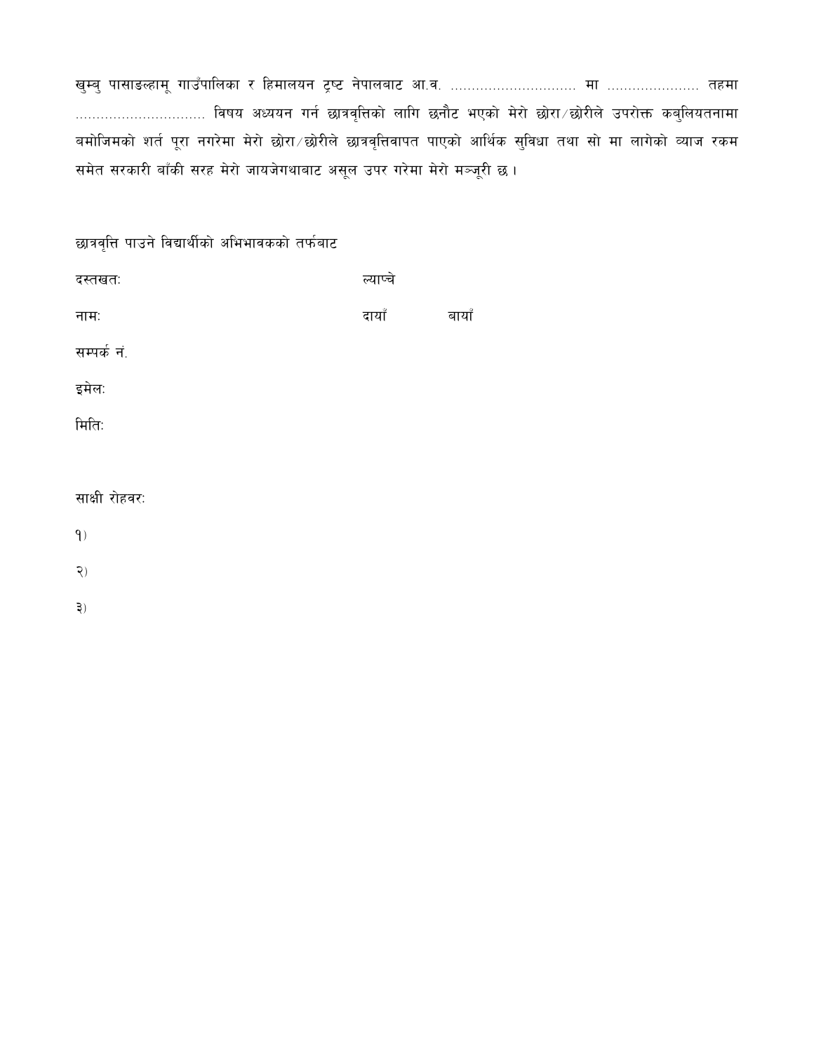खुम्बु पासाङल्हामू गाउँपालिका र हिमालयन ट्रष्ट नेपालबाट आ.व. .............................. मा ...................... तहमा .............................. विषय अध्ययन गर्न छात्रवृत्तिको लागि छनौट भएको मेरो छोरा/छोरीले उपरोक्त कबुलियतनामा बमोजिमको शर्त पूरा नगरेमा मेरो छोरा/छोरीले छात्रवृत्तिवापत पाएको आर्थिक सुविधा तथा सो मा लागेको व्याज रकम समेत सरकारी बाँकी सरह मेरो जायजेगथाबाट असूल उपर गरेमा मेरो मञ्जूरी छ।

छात्रवृत्ति पाउने विद्यार्थीको अभिभावकको तर्फबाट

| | | |
|---|---|---|
| दस्तखतः | ल्याप्चे | |
| नामः | दायाँ | बायाँ |

सम्पर्क नं.

इमेलः

मितिः

साक्षी रोहवरः

१)

२)

३)